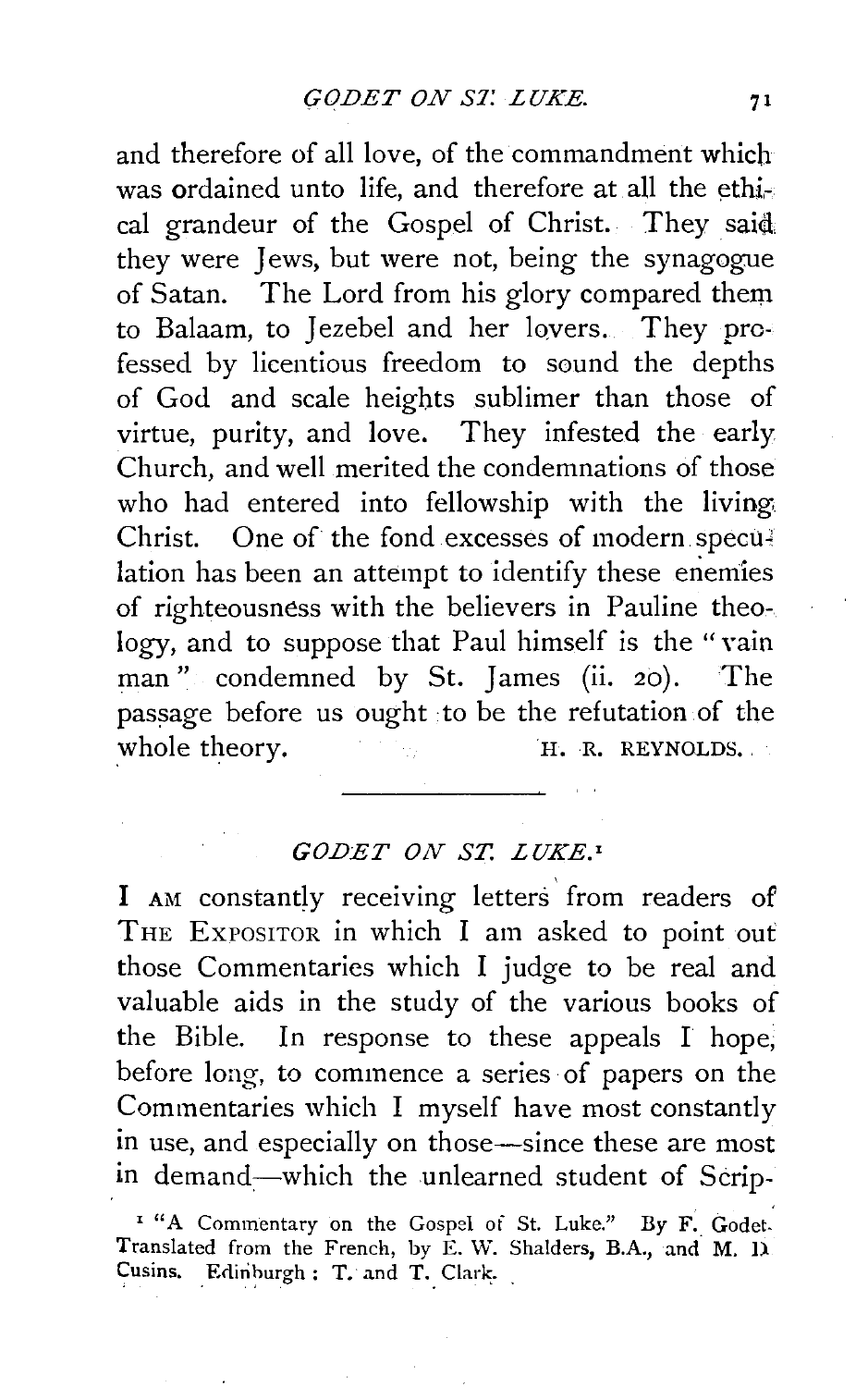and therefore of all love, of the commandment which was ordained unto life, and therefore at all the ethical grandeur of the Gospel of Christ. They said they were Jews, but were not, being the synagogue of Satan. The Lord from his glory compared them to Balaam, to Jezebel and her lovers. They professed by licentious freedom to sound the depths of God and scale heights sublimer than those of virtue, purity, and love. They infested the early Church, and well merited the condemnations of those who had entered into fellowship with the living Christ. One of the fond excesses of modern speculation has been an attempt to identify these enemies of righteousness with the believers in Pauline theology, and to suppose that Paul himself is the "vain man" condemned by St. James (ii. 20). The passage before us ought to be the refutation of the whole theory.

H. R. REYNOLDS.

---

## *GODET ON ST. LUKE.*[1]

I AM constantly receiving letters from readers of THE EXPOSITOR in which I am asked to point out those Commentaries which I judge to be real and valuable aids in the study of the various books of the Bible. In response to these appeals I hope, before long, to commence a series of papers on the Commentaries which I myself have most constantly in use, and especially on those—since these are most in demand—which the unlearned student of Scrip-

[1] "A Commentary on the Gospel of St. Luke." By F. Godet. Translated from the French, by E. W. Shalders, B.A., and M. D. Cusins. Edinburgh: T. and T. Clark.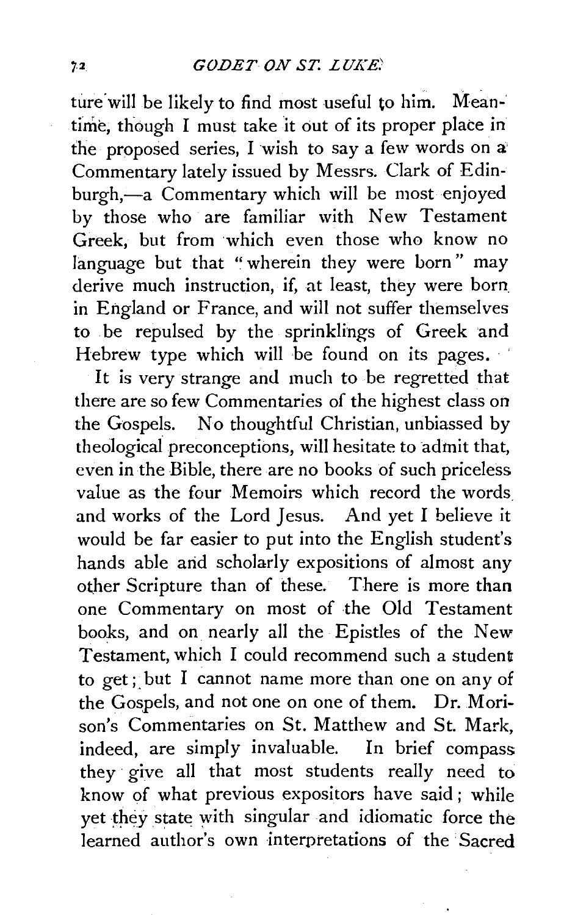ture will be likely to find most useful to him. Meantime, though I must take it out of its proper place in the proposed series, I wish to say a few words on a Commentary lately issued by Messrs. Clark of Edinburgh,—a Commentary which will be most enjoyed by those who are familiar with New Testament Greek, but from which even those who know no language but that "wherein they were born" may derive much instruction, if, at least, they were born in England or France, and will not suffer themselves to be repulsed by the sprinklings of Greek and Hebrew type which will be found on its pages.

It is very strange and much to be regretted that there are so few Commentaries of the highest class on the Gospels. No thoughtful Christian, unbiassed by theological preconceptions, will hesitate to admit that, even in the Bible, there are no books of such priceless value as the four Memoirs which record the words and works of the Lord Jesus. And yet I believe it would be far easier to put into the English student's hands able and scholarly expositions of almost any other Scripture than of these. There is more than one Commentary on most of the Old Testament books, and on nearly all the Epistles of the New Testament, which I could recommend such a student to get; but I cannot name more than one on any of the Gospels, and not one on one of them. Dr. Morison's Commentaries on St. Matthew and St. Mark, indeed, are simply invaluable. In brief compass they give all that most students really need to know of what previous expositors have said; while yet they state with singular and idiomatic force the learned author's own interpretations of the Sacred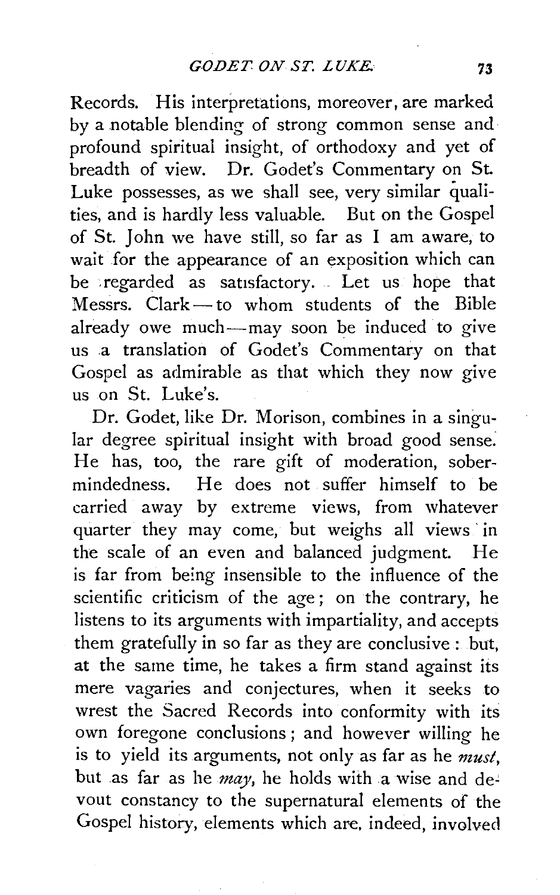Records. His interpretations, moreover, are marked by a notable blending of strong common sense and profound spiritual insight, of orthodoxy and yet of breadth of view. Dr. Godet's Commentary on St. Luke possesses, as we shall see, very similar qualities, and is hardly less valuable. But on the Gospel of St. John we have still, so far as I am aware, to wait for the appearance of an exposition which can be regarded as satisfactory. Let us hope that Messrs. Clark—to whom students of the Bible already owe much—may soon be induced to give us a translation of Godet's Commentary on that Gospel as admirable as that which they now give us on St. Luke's.

Dr. Godet, like Dr. Morison, combines in a singular degree spiritual insight with broad good sense. He has, too, the rare gift of moderation, sober-mindedness. He does not suffer himself to be carried away by extreme views, from whatever quarter they may come, but weighs all views in the scale of an even and balanced judgment. He is far from being insensible to the influence of the scientific criticism of the age; on the contrary, he listens to its arguments with impartiality, and accepts them gratefully in so far as they are conclusive: but, at the same time, he takes a firm stand against its mere vagaries and conjectures, when it seeks to wrest the Sacred Records into conformity with its own foregone conclusions; and however willing he is to yield its arguments, not only as far as he *must*, but as far as he *may*, he holds with a wise and devout constancy to the supernatural elements of the Gospel history, elements which are, indeed, involved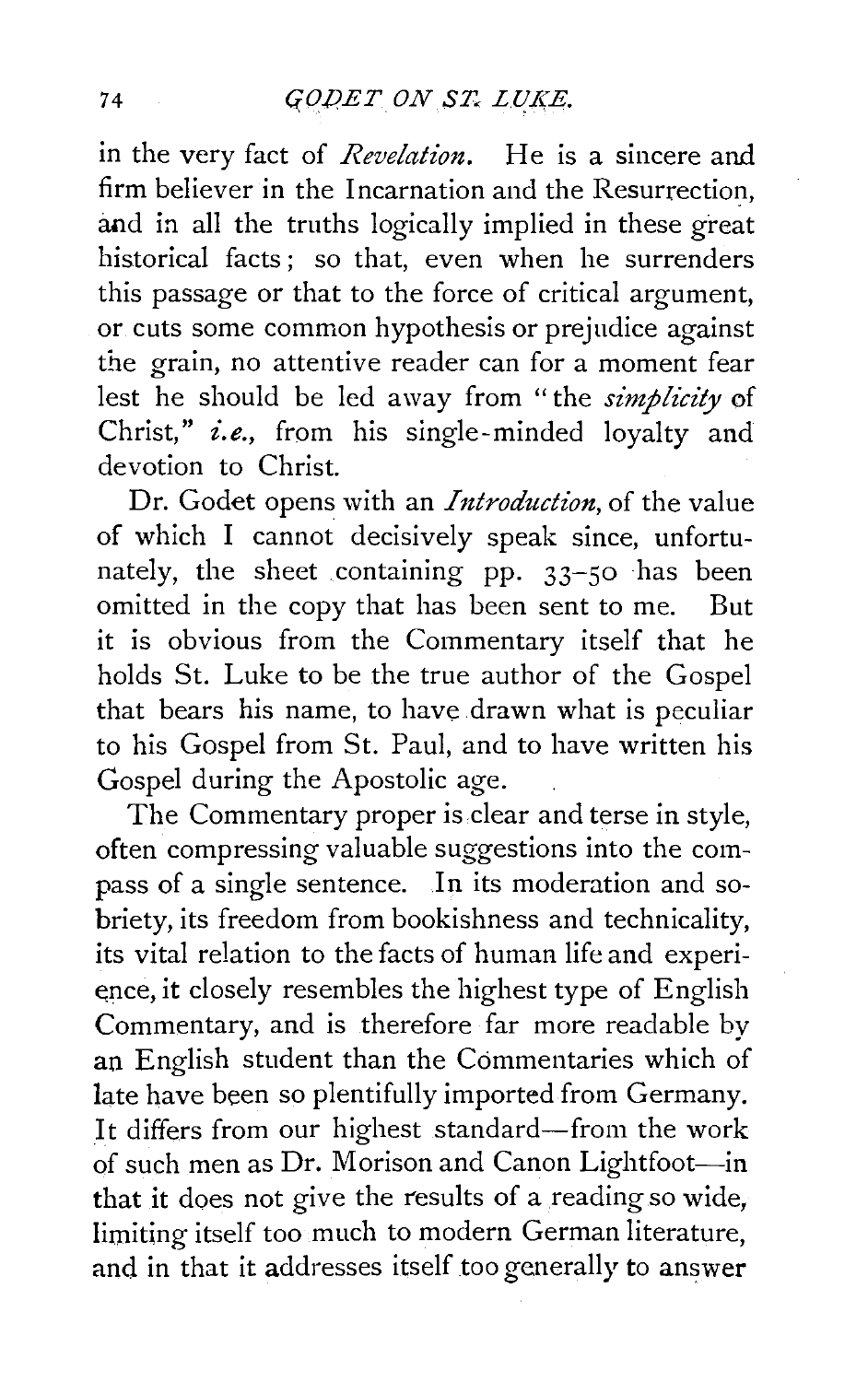in the very fact of *Revelation*. He is a sincere and firm believer in the Incarnation and the Resurrection, and in all the truths logically implied in these great historical facts; so that, even when he surrenders this passage or that to the force of critical argument, or cuts some common hypothesis or prejudice against the grain, no attentive reader can for a moment fear lest he should be led away from "the *simplicity* of Christ," *i.e.*, from his single-minded loyalty and devotion to Christ.

Dr. Godet opens with an *Introduction*, of the value of which I cannot decisively speak since, unfortunately, the sheet containing pp. 33–50 has been omitted in the copy that has been sent to me. But it is obvious from the Commentary itself that he holds St. Luke to be the true author of the Gospel that bears his name, to have drawn what is peculiar to his Gospel from St. Paul, and to have written his Gospel during the Apostolic age.

The Commentary proper is clear and terse in style, often compressing valuable suggestions into the compass of a single sentence. In its moderation and sobriety, its freedom from bookishness and technicality, its vital relation to the facts of human life and experience, it closely resembles the highest type of English Commentary, and is therefore far more readable by an English student than the Commentaries which of late have been so plentifully imported from Germany. It differs from our highest standard—from the work of such men as Dr. Morison and Canon Lightfoot—in that it does not give the results of a reading so wide, limiting itself too much to modern German literature, and in that it addresses itself too generally to answer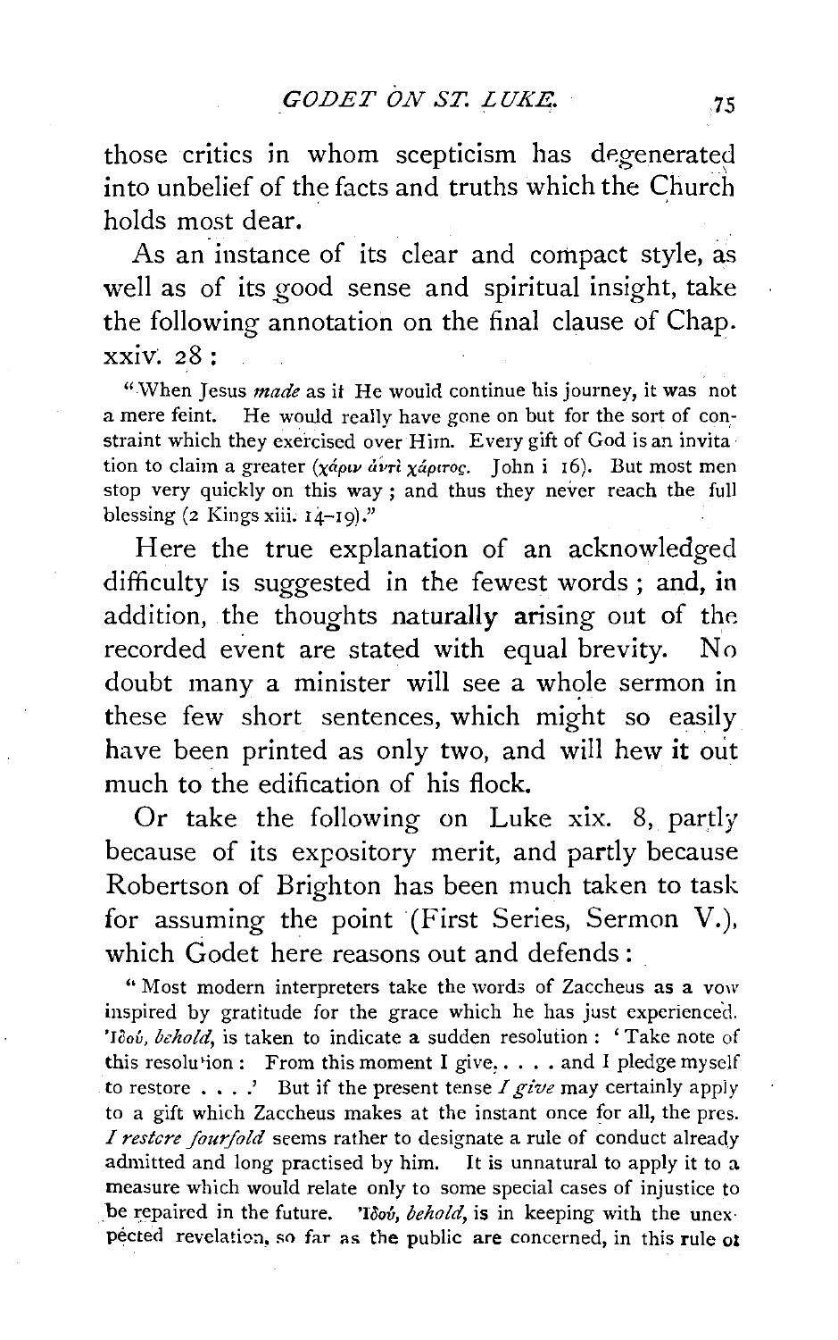those critics in whom scepticism has degenerated into unbelief of the facts and truths which the Church holds most dear.

As an instance of its clear and compact style, as well as of its good sense and spiritual insight, take the following annotation on the final clause of Chap. xxiv. 28:

> "When Jesus *made* as it He would continue his journey, it was not a mere feint. He would really have gone on but for the sort of constraint which they exercised over Him. Every gift of God is an invitation to claim a greater (χάριν ἀντὶ χάριτος. John i 16). But most men stop very quickly on this way; and thus they never reach the full blessing (2 Kings xiii. 14–19)."

Here the true explanation of an acknowledged difficulty is suggested in the fewest words; and, in addition, the thoughts naturally arising out of the recorded event are stated with equal brevity. No doubt many a minister will see a whole sermon in these few short sentences, which might so easily have been printed as only two, and will hew it out much to the edification of his flock.

Or take the following on Luke xix. 8, partly because of its expository merit, and partly because Robertson of Brighton has been much taken to task for assuming the point (First Series, Sermon V.), which Godet here reasons out and defends:

> "Most modern interpreters take the words of Zaccheus as a vow inspired by gratitude for the grace which he has just experienced. Ἰδού, *behold*, is taken to indicate a sudden resolution: 'Take note of this resolution: From this moment I give. . . . . and I pledge myself to restore . . . .' But if the present tense *I give* may certainly apply to a gift which Zaccheus makes at the instant once for all, the pres. *I restore fourfold* seems rather to designate a rule of conduct already admitted and long practised by him. It is unnatural to apply it to a measure which would relate only to some special cases of injustice to be repaired in the future. Ἰδού, *behold*, is in keeping with the unexpected revelation, so far as the public are concerned, in this rule of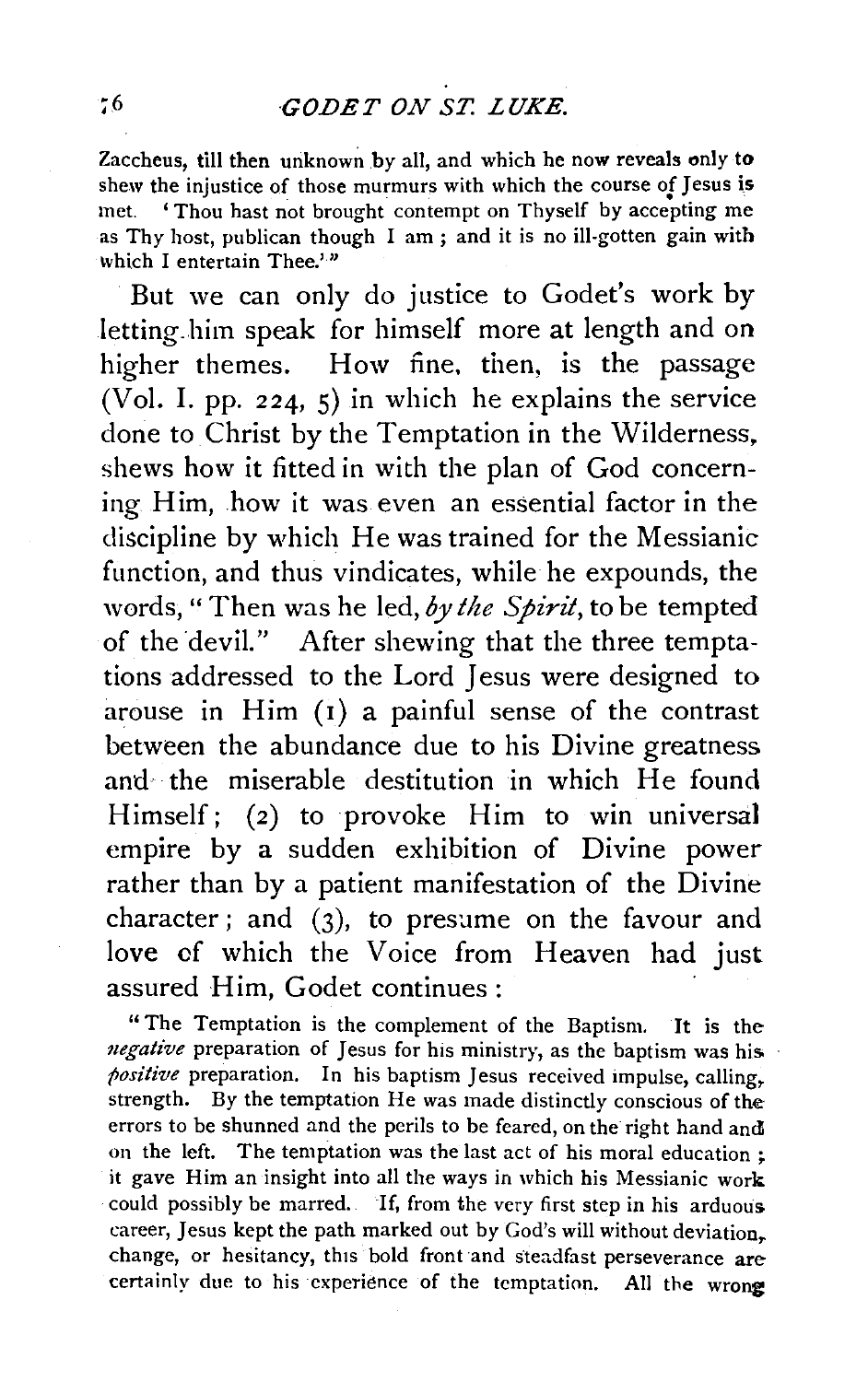Zaccheus, till then unknown by all, and which he now reveals only to shew the injustice of those murmurs with which the course of Jesus is met. 'Thou hast not brought contempt on Thyself by accepting me as Thy host, publican though I am; and it is no ill-gotten gain with which I entertain Thee.'"

But we can only do justice to Godet's work by letting him speak for himself more at length and on higher themes. How fine, then, is the passage (Vol. I. pp. 224, 5) in which he explains the service done to Christ by the Temptation in the Wilderness, shews how it fitted in with the plan of God concerning Him, how it was even an essential factor in the discipline by which He was trained for the Messianic function, and thus vindicates, while he expounds, the words, "Then was he led, *by the Spirit*, to be tempted of the devil." After shewing that the three temptations addressed to the Lord Jesus were designed to arouse in Him (1) a painful sense of the contrast between the abundance due to his Divine greatness and the miserable destitution in which He found Himself; (2) to provoke Him to win universal empire by a sudden exhibition of Divine power rather than by a patient manifestation of the Divine character; and (3), to presume on the favour and love of which the Voice from Heaven had just assured Him, Godet continues:

"The Temptation is the complement of the Baptism. It is the *negative* preparation of Jesus for his ministry, as the baptism was his *positive* preparation. In his baptism Jesus received impulse, calling, strength. By the temptation He was made distinctly conscious of the errors to be shunned and the perils to be feared, on the right hand and on the left. The temptation was the last act of his moral education; it gave Him an insight into all the ways in which his Messianic work could possibly be marred. If, from the very first step in his arduous career, Jesus kept the path marked out by God's will without deviation, change, or hesitancy, this bold front and steadfast perseverance are certainly due to his experience of the temptation. All the wrong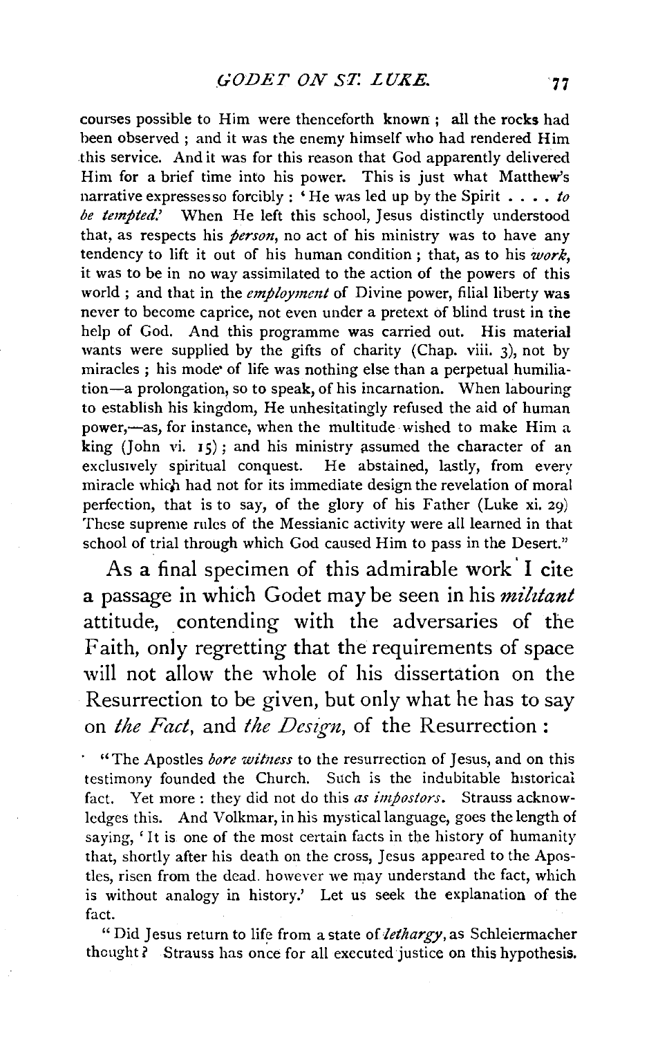courses possible to Him were thenceforth known ; all the rocks had been observed ; and it was the enemy himself who had rendered Him this service. And it was for this reason that God apparently delivered Him for a brief time into his power. This is just what Matthew's narrative expresses so forcibly : 'He was led up by the Spirit . . . . *to be tempted*.' When He left this school, Jesus distinctly understood that, as respects his *person*, no act of his ministry was to have any tendency to lift it out of his human condition ; that, as to his *work*, it was to be in no way assimilated to the action of the powers of this world ; and that in the *employment* of Divine power, filial liberty was never to become caprice, not even under a pretext of blind trust in the help of God. And this programme was carried out. His material wants were supplied by the gifts of charity (Chap. viii. 3), not by miracles ; his mode of life was nothing else than a perpetual humiliation—a prolongation, so to speak, of his incarnation. When labouring to establish his kingdom, He unhesitatingly refused the aid of human power,—as, for instance, when the multitude wished to make Him a king (John vi. 15) ; and his ministry assumed the character of an exclusively spiritual conquest. He abstained, lastly, from every miracle which had not for its immediate design the revelation of moral perfection, that is to say, of the glory of his Father (Luke xi. 29) These supreme rules of the Messianic activity were all learned in that school of trial through which God caused Him to pass in the Desert."

As a final specimen of this admirable work I cite a passage in which Godet may be seen in his *militant* attitude, contending with the adversaries of the Faith, only regretting that the requirements of space will not allow the whole of his dissertation on the Resurrection to be given, but only what he has to say on *the Fact*, and *the Design*, of the Resurrection :

"The Apostles *bore witness* to the resurrection of Jesus, and on this testimony founded the Church. Such is the indubitable historical fact. Yet more : they did not do this *as impostors*. Strauss acknowledges this. And Volkmar, in his mystical language, goes the length of saying, 'It is one of the most certain facts in the history of humanity that, shortly after his death on the cross, Jesus appeared to the Apostles, risen from the dead. however we may understand the fact, which is without analogy in history.' Let us seek the explanation of the fact.

"Did Jesus return to life from a state of *lethargy*, as Schleiermacher thought ? Strauss has once for all executed justice on this hypothesis.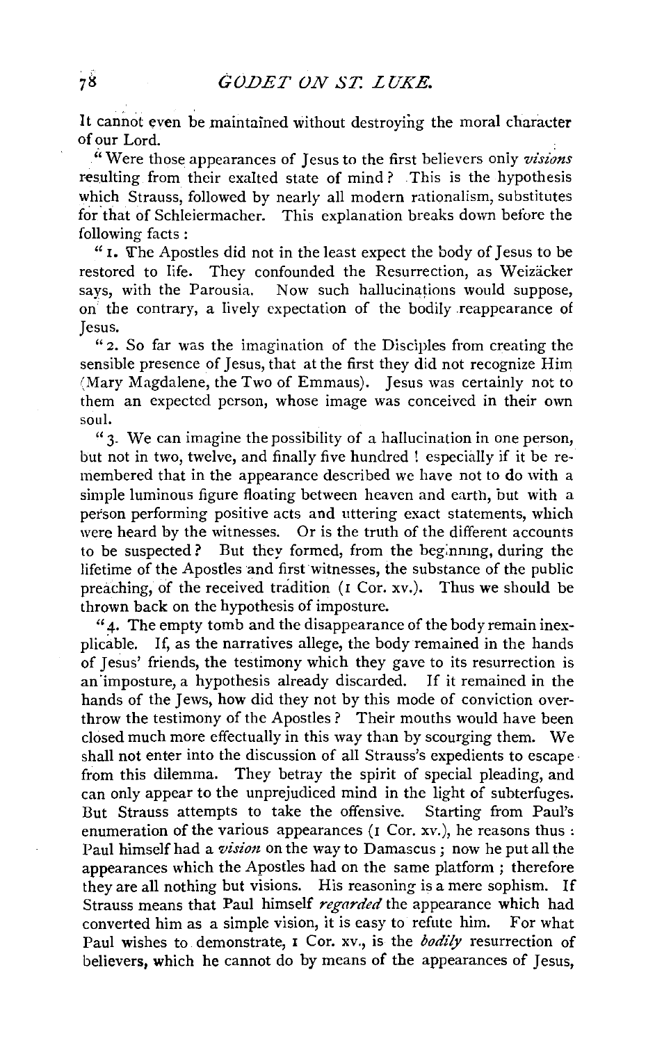It cannot even be maintained without destroying the moral character of our Lord.

"Were those appearances of Jesus to the first believers only *visions* resulting from their exalted state of mind? This is the hypothesis which Strauss, followed by nearly all modern rationalism, substitutes for that of Schleiermacher. This explanation breaks down before the following facts:

"1. The Apostles did not in the least expect the body of Jesus to be restored to life. They confounded the Resurrection, as Weizäcker says, with the Parousia. Now such hallucinations would suppose, on the contrary, a lively expectation of the bodily reappearance of Jesus.

"2. So far was the imagination of the Disciples from creating the sensible presence of Jesus, that at the first they did not recognize Him (Mary Magdalene, the Two of Emmaus). Jesus was certainly not to them an expected person, whose image was conceived in their own soul.

"3. We can imagine the possibility of a hallucination in one person, but not in two, twelve, and finally five hundred! especially if it be remembered that in the appearance described we have not to do with a simple luminous figure floating between heaven and earth, but with a person performing positive acts and uttering exact statements, which were heard by the witnesses. Or is the truth of the different accounts to be suspected? But they formed, from the beginning, during the lifetime of the Apostles and first witnesses, the substance of the public preaching, of the received tradition (1 Cor. xv.). Thus we should be thrown back on the hypothesis of imposture.

"4. The empty tomb and the disappearance of the body remain inexplicable. If, as the narratives allege, the body remained in the hands of Jesus' friends, the testimony which they gave to its resurrection is an imposture, a hypothesis already discarded. If it remained in the hands of the Jews, how did they not by this mode of conviction overthrow the testimony of the Apostles? Their mouths would have been closed much more effectually in this way than by scourging them. We shall not enter into the discussion of all Strauss's expedients to escape from this dilemma. They betray the spirit of special pleading, and can only appear to the unprejudiced mind in the light of subterfuges. But Strauss attempts to take the offensive. Starting from Paul's enumeration of the various appearances (1 Cor. xv.), he reasons thus: Paul himself had a *vision* on the way to Damascus; now he put all the appearances which the Apostles had on the same platform; therefore they are all nothing but visions. His reasoning is a mere sophism. If Strauss means that Paul himself *regarded* the appearance which had converted him as a simple vision, it is easy to refute him. For what Paul wishes to demonstrate, 1 Cor. xv., is the *bodily* resurrection of believers, which he cannot do by means of the appearances of Jesus,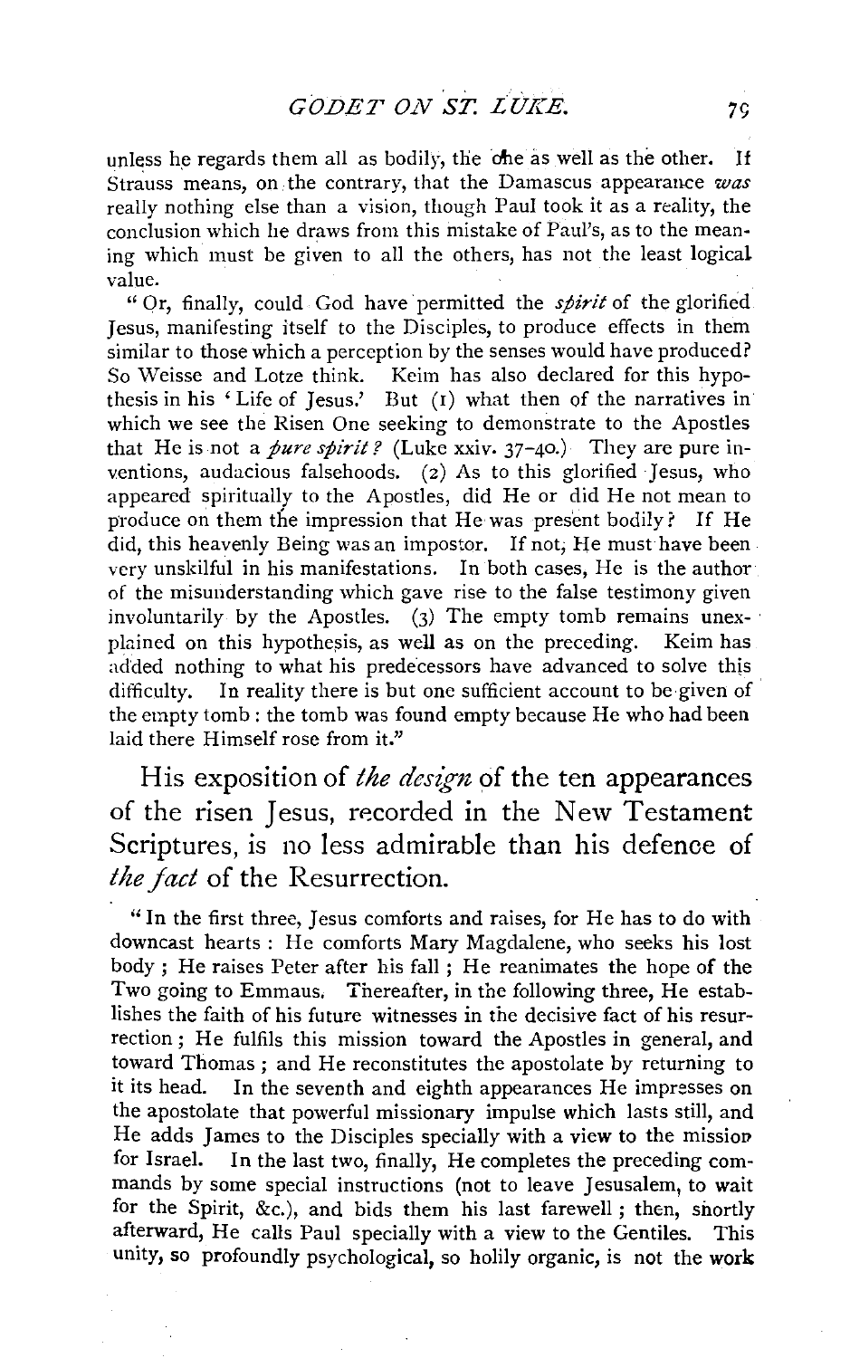unless he regards them all as bodily, the one as well as the other. If Strauss means, on the contrary, that the Damascus appearance *was* really nothing else than a vision, though Paul took it as a reality, the conclusion which he draws from this mistake of Paul's, as to the meaning which must be given to all the others, has not the least logical value.

"Or, finally, could God have permitted the *spirit* of the glorified Jesus, manifesting itself to the Disciples, to produce effects in them similar to those which a perception by the senses would have produced? So Weisse and Lotze think. Keim has also declared for this hypothesis in his 'Life of Jesus.' But (1) what then of the narratives in which we see the Risen One seeking to demonstrate to the Apostles that He is not a *pure spirit?* (Luke xxiv. 37-40.) They are pure inventions, audacious falsehoods. (2) As to this glorified Jesus, who appeared spiritually to the Apostles, did He or did He not mean to produce on them the impression that He was present bodily? If He did, this heavenly Being was an impostor. If not, He must have been very unskilful in his manifestations. In both cases, He is the author of the misunderstanding which gave rise to the false testimony given involuntarily by the Apostles. (3) The empty tomb remains unexplained on this hypothesis, as well as on the preceding. Keim has added nothing to what his predecessors have advanced to solve this difficulty. In reality there is but one sufficient account to be given of the empty tomb: the tomb was found empty because He who had been laid there Himself rose from it."

His exposition of *the design* of the ten appearances of the risen Jesus, recorded in the New Testament Scriptures, is no less admirable than his defence of *the fact* of the Resurrection.

"In the first three, Jesus comforts and raises, for He has to do with downcast hearts: He comforts Mary Magdalene, who seeks his lost body; He raises Peter after his fall; He reanimates the hope of the Two going to Emmaus. Thereafter, in the following three, He establishes the faith of his future witnesses in the decisive fact of his resurrection; He fulfils this mission toward the Apostles in general, and toward Thomas; and He reconstitutes the apostolate by returning to it its head. In the seventh and eighth appearances He impresses on the apostolate that powerful missionary impulse which lasts still, and He adds James to the Disciples specially with a view to the mission for Israel. In the last two, finally, He completes the preceding commands by some special instructions (not to leave Jesusalem, to wait for the Spirit, &c.), and bids them his last farewell; then, shortly afterward, He calls Paul specially with a view to the Gentiles. This unity, so profoundly psychological, so holily organic, is not the work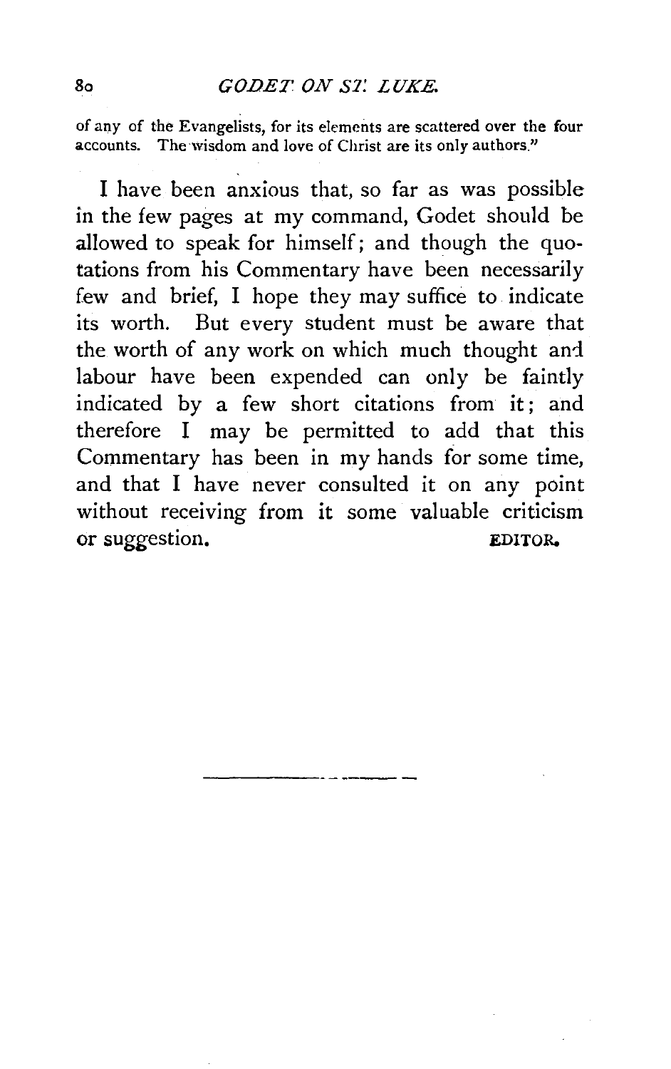of any of the Evangelists, for its elements are scattered over the four accounts. The wisdom and love of Christ are its only authors."

I have been anxious that, so far as was possible in the few pages at my command, Godet should be allowed to speak for himself; and though the quotations from his Commentary have been necessarily few and brief, I hope they may suffice to indicate its worth. But every student must be aware that the worth of any work on which much thought and labour have been expended can only be faintly indicated by a few short citations from it; and therefore I may be permitted to add that this Commentary has been in my hands for some time, and that I have never consulted it on any point without receiving from it some valuable criticism or suggestion.

EDITOR.